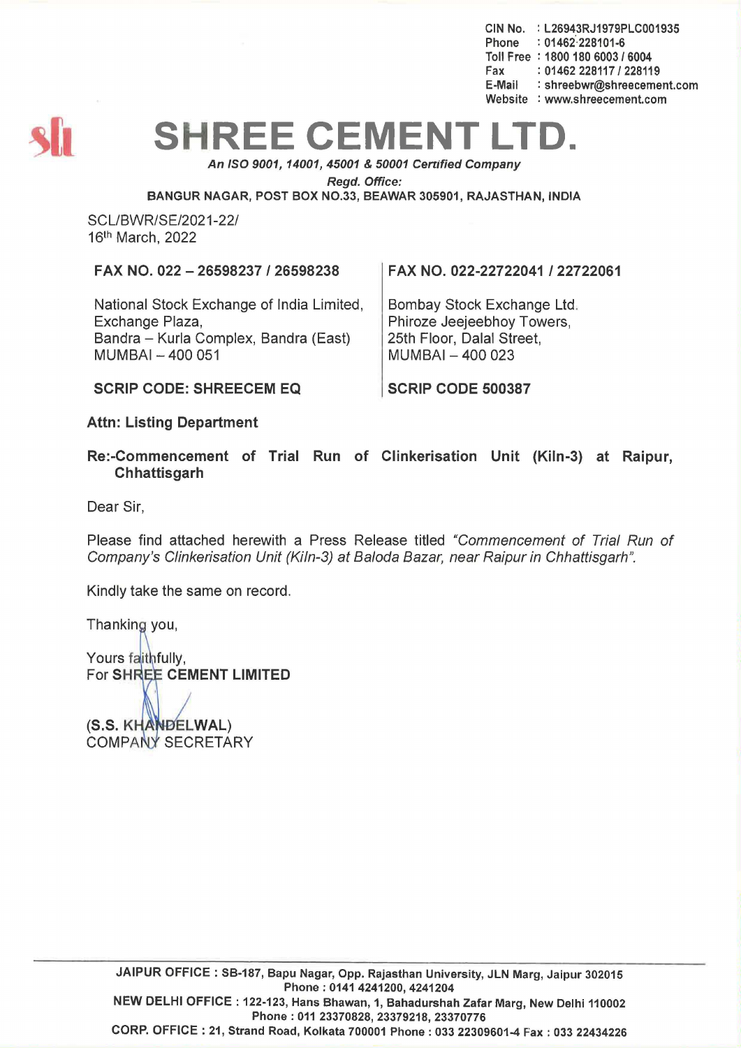CIN No. : L26943RJ1979PLC001935
Phone : 01462 228101-6
Toll Free : 1800 180 6003 / 6004
Fax : 01462 228117 / 228119
E-Mail : shreebwr@shreecement.com
Website : www.shreecement.com

# SHREE CEMENT LTD.

***An ISO 9001, 14001, 45001 & 50001 Certified Company***

***Regd. Office:***

**BANGUR NAGAR, POST BOX NO.33, BEAWAR 305901, RAJASTHAN, INDIA**

SCL/BWR/SE/2021-22/
16th March, 2022

| **FAX NO. 022 – 26598237 / 26598238** | **FAX NO. 022-22722041 / 22722061** |
|---|---|
| National Stock Exchange of India Limited, Exchange Plaza, Bandra – Kurla Complex, Bandra (East) MUMBAI – 400 051 | Bombay Stock Exchange Ltd. Phiroze Jeejeebhoy Towers, 25th Floor, Dalal Street, MUMBAI – 400 023 |
| **SCRIP CODE: SHREECEM EQ** | **SCRIP CODE 500387** |

**Attn: Listing Department**

**Re:-Commencement of Trial Run of Clinkerisation Unit (Kiln-3) at Raipur, Chhattisgarh**

Dear Sir,

Please find attached herewith a Press Release titled *"Commencement of Trial Run of Company's Clinkerisation Unit (Kiln-3) at Baloda Bazar, near Raipur in Chhattisgarh".*

Kindly take the same on record.

Thanking you,

Yours faithfully,
For **SHREE CEMENT LIMITED**

**(S.S. KHANDELWAL)**
COMPANY SECRETARY

**JAIPUR OFFICE : SB-187, Bapu Nagar, Opp. Rajasthan University, JLN Marg, Jaipur 302015**
**Phone : 0141 4241200, 4241204**
**NEW DELHI OFFICE : 122-123, Hans Bhawan, 1, Bahadurshah Zafar Marg, New Delhi 110002**
**Phone : 011 23370828, 23379218, 23370776**
**CORP. OFFICE : 21, Strand Road, Kolkata 700001 Phone : 033 22309601-4 Fax : 033 22434226**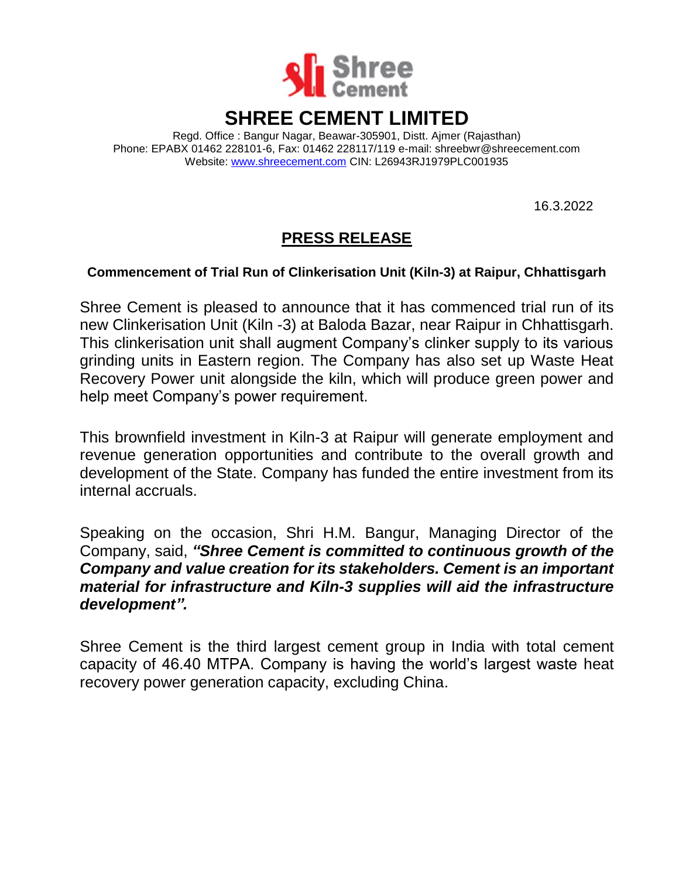# SHREE CEMENT LIMITED

Regd. Office : Bangur Nagar, Beawar-305901, Distt. Ajmer (Rajasthan)
Phone: EPABX 01462 228101-6, Fax: 01462 228117/119 e-mail: shreebwr@shreecement.com
Website: www.shreecement.com CIN: L26943RJ1979PLC001935

16.3.2022

## PRESS RELEASE

**Commencement of Trial Run of Clinkerisation Unit (Kiln-3) at Raipur, Chhattisgarh**

Shree Cement is pleased to announce that it has commenced trial run of its new Clinkerisation Unit (Kiln -3) at Baloda Bazar, near Raipur in Chhattisgarh. This clinkerisation unit shall augment Company's clinker supply to its various grinding units in Eastern region. The Company has also set up Waste Heat Recovery Power unit alongside the kiln, which will produce green power and help meet Company's power requirement.

This brownfield investment in Kiln-3 at Raipur will generate employment and revenue generation opportunities and contribute to the overall growth and development of the State. Company has funded the entire investment from its internal accruals.

Speaking on the occasion, Shri H.M. Bangur, Managing Director of the Company, said, ***"Shree Cement is committed to continuous growth of the Company and value creation for its stakeholders. Cement is an important material for infrastructure and Kiln-3 supplies will aid the infrastructure development".***

Shree Cement is the third largest cement group in India with total cement capacity of 46.40 MTPA. Company is having the world's largest waste heat recovery power generation capacity, excluding China.